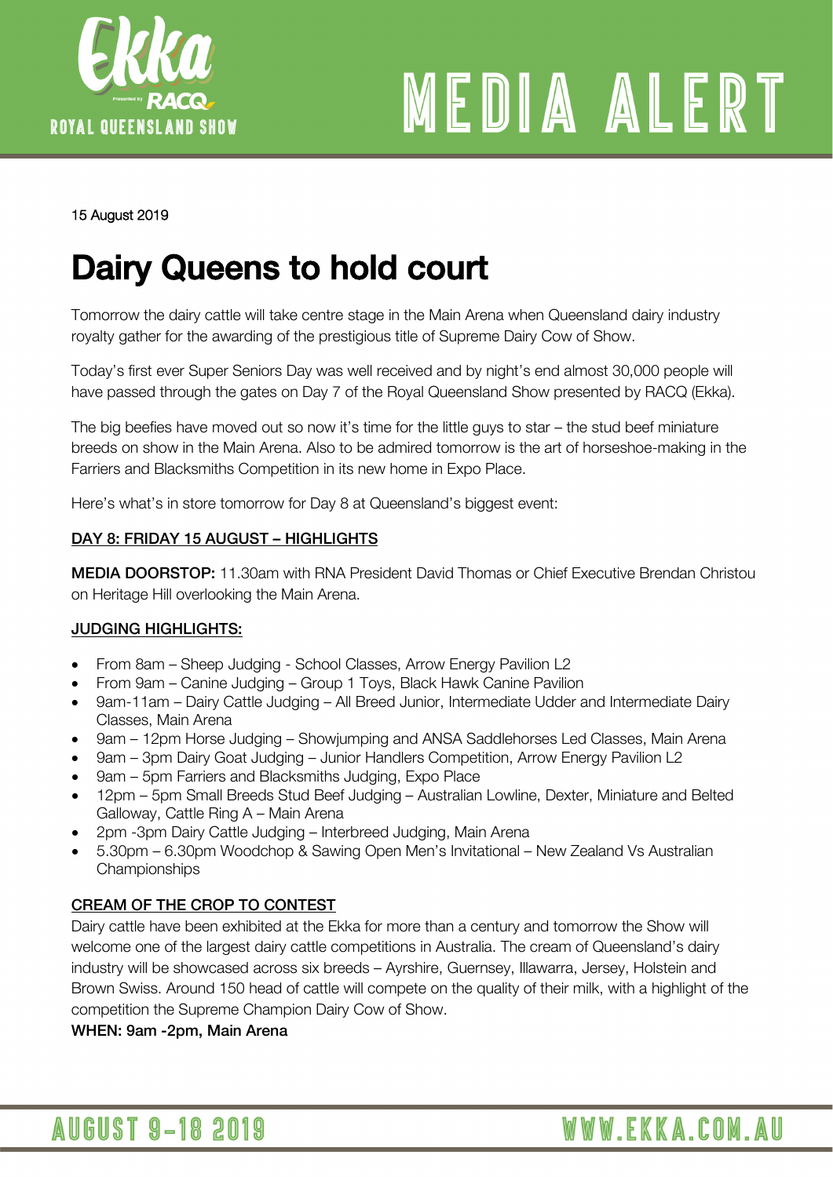# MEDIA ALERT

15 August 2019

# Dairy Queens to hold court

Tomorrow the dairy cattle will take centre stage in the Main Arena when Queensland dairy industry royalty gather for the awarding of the prestigious title of Supreme Dairy Cow of Show.

Today's first ever Super Seniors Day was well received and by night's end almost 30,000 people will have passed through the gates on Day 7 of the Royal Queensland Show presented by RACQ (Ekka).

The big beefies have moved out so now it's time for the little guys to star – the stud beef miniature breeds on show in the Main Arena. Also to be admired tomorrow is the art of horseshoe-making in the Farriers and Blacksmiths Competition in its new home in Expo Place.

Here's what's in store tomorrow for Day 8 at Queensland's biggest event:

## DAY 8: FRIDAY 15 AUGUST – HIGHLIGHTS

**MEDIA DOORSTOP:** 11.30am with RNA President David Thomas or Chief Executive Brendan Christou on Heritage Hill overlooking the Main Arena.

## JUDGING HIGHLIGHTS:

- From 8am – Sheep Judging - School Classes, Arrow Energy Pavilion L2
- From 9am – Canine Judging – Group 1 Toys, Black Hawk Canine Pavilion
- 9am-11am – Dairy Cattle Judging – All Breed Junior, Intermediate Udder and Intermediate Dairy Classes, Main Arena
- 9am – 12pm Horse Judging – Showjumping and ANSA Saddlehorses Led Classes, Main Arena
- 9am – 3pm Dairy Goat Judging – Junior Handlers Competition, Arrow Energy Pavilion L2
- 9am – 5pm Farriers and Blacksmiths Judging, Expo Place
- 12pm – 5pm Small Breeds Stud Beef Judging – Australian Lowline, Dexter, Miniature and Belted Galloway, Cattle Ring A – Main Arena
- 2pm -3pm Dairy Cattle Judging – Interbreed Judging, Main Arena
- 5.30pm – 6.30pm Woodchop & Sawing Open Men's Invitational – New Zealand Vs Australian Championships

## CREAM OF THE CROP TO CONTEST

Dairy cattle have been exhibited at the Ekka for more than a century and tomorrow the Show will welcome one of the largest dairy cattle competitions in Australia. The cream of Queensland's dairy industry will be showcased across six breeds – Ayrshire, Guernsey, Illawarra, Jersey, Holstein and Brown Swiss. Around 150 head of cattle will compete on the quality of their milk, with a highlight of the competition the Supreme Champion Dairy Cow of Show.

**WHEN: 9am -2pm, Main Arena**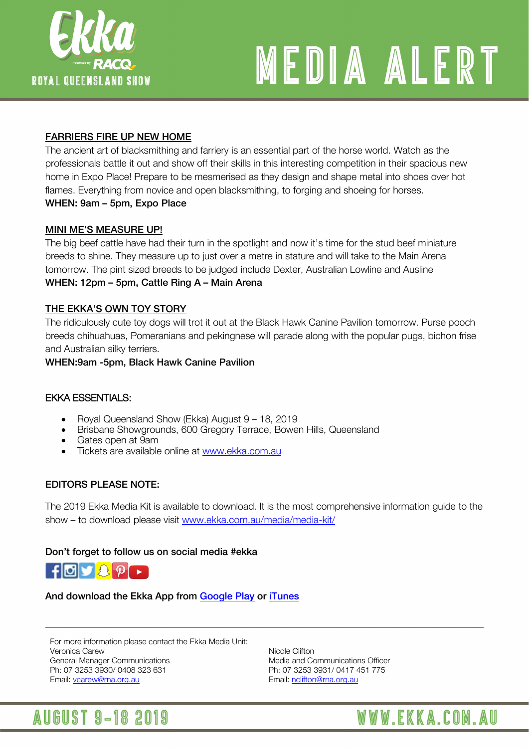## FARRIERS FIRE UP NEW HOME

The ancient art of blacksmithing and farriery is an essential part of the horse world. Watch as the professionals battle it out and show off their skills in this interesting competition in their spacious new home in Expo Place! Prepare to be mesmerised as they design and shape metal into shoes over hot flames. Everything from novice and open blacksmithing, to forging and shoeing for horses.

**WHEN: 9am – 5pm, Expo Place**

## MINI ME'S MEASURE UP!

The big beef cattle have had their turn in the spotlight and now it's time for the stud beef miniature breeds to shine. They measure up to just over a metre in stature and will take to the Main Arena tomorrow. The pint sized breeds to be judged include Dexter, Australian Lowline and Ausline

**WHEN: 12pm – 5pm, Cattle Ring A – Main Arena**

## THE EKKA'S OWN TOY STORY

The ridiculously cute toy dogs will trot it out at the Black Hawk Canine Pavilion tomorrow. Purse pooch breeds chihuahuas, Pomeranians and pekingnese will parade along with the popular pugs, bichon frise and Australian silky terriers.

**WHEN:9am -5pm, Black Hawk Canine Pavilion**

## EKKA ESSENTIALS:

- Royal Queensland Show (Ekka) August 9 – 18, 2019
- Brisbane Showgrounds, 600 Gregory Terrace, Bowen Hills, Queensland
- Gates open at 9am
- Tickets are available online at www.ekka.com.au

## EDITORS PLEASE NOTE:

The 2019 Ekka Media Kit is available to download. It is the most comprehensive information guide to the show – to download please visit www.ekka.com.au/media/media-kit/

**Don't forget to follow us on social media #ekka**

**And download the Ekka App from Google Play or iTunes**

For more information please contact the Ekka Media Unit:

Veronica Carew
General Manager Communications
Ph: 07 3253 3930/ 0408 323 631
Email: vcarew@rna.org.au

Nicole Clifton
Media and Communications Officer
Ph: 07 3253 3931/ 0417 451 775
Email: nclifton@rna.org.au